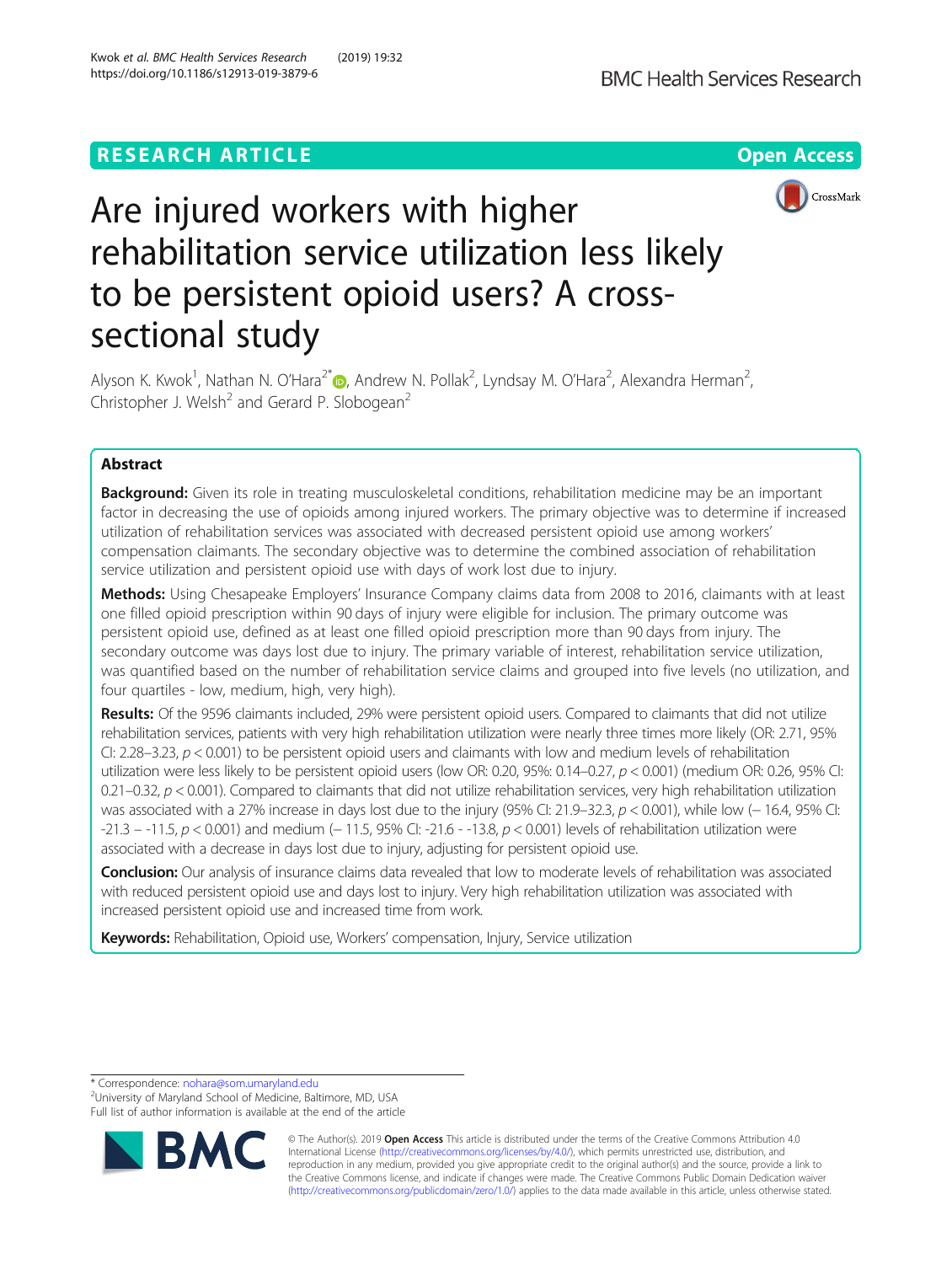RESEARCH ARTICLE

Open Access

# Are injured workers with higher rehabilitation service utilization less likely to be persistent opioid users? A cross-sectional study

Alyson K. Kwok[1], Nathan N. O'Hara[2*], Andrew N. Pollak[2], Lyndsay M. O'Hara[2], Alexandra Herman[2], Christopher J. Welsh[2] and Gerard P. Slobogean[2]

## Abstract

**Background:** Given its role in treating musculoskeletal conditions, rehabilitation medicine may be an important factor in decreasing the use of opioids among injured workers. The primary objective was to determine if increased utilization of rehabilitation services was associated with decreased persistent opioid use among workers' compensation claimants. The secondary objective was to determine the combined association of rehabilitation service utilization and persistent opioid use with days of work lost due to injury.

**Methods:** Using Chesapeake Employers' Insurance Company claims data from 2008 to 2016, claimants with at least one filled opioid prescription within 90 days of injury were eligible for inclusion. The primary outcome was persistent opioid use, defined as at least one filled opioid prescription more than 90 days from injury. The secondary outcome was days lost due to injury. The primary variable of interest, rehabilitation service utilization, was quantified based on the number of rehabilitation service claims and grouped into five levels (no utilization, and four quartiles - low, medium, high, very high).

**Results:** Of the 9596 claimants included, 29% were persistent opioid users. Compared to claimants that did not utilize rehabilitation services, patients with very high rehabilitation utilization were nearly three times more likely (OR: 2.71, 95% CI: 2.28–3.23, $p < 0.001$) to be persistent opioid users and claimants with low and medium levels of rehabilitation utilization were less likely to be persistent opioid users (low OR: 0.20, 95%: 0.14–0.27, $p < 0.001$) (medium OR: 0.26, 95% CI: 0.21–0.32, $p < 0.001$). Compared to claimants that did not utilize rehabilitation services, very high rehabilitation utilization was associated with a 27% increase in days lost due to the injury (95% CI: 21.9–32.3, $p < 0.001$), while low (− 16.4, 95% CI: -21.3 – -11.5, $p < 0.001$) and medium (− 11.5, 95% CI: -21.6 - -13.8, $p < 0.001$) levels of rehabilitation utilization were associated with a decrease in days lost due to injury, adjusting for persistent opioid use.

**Conclusion:** Our analysis of insurance claims data revealed that low to moderate levels of rehabilitation was associated with reduced persistent opioid use and days lost to injury. Very high rehabilitation utilization was associated with increased persistent opioid use and increased time from work.

**Keywords:** Rehabilitation, Opioid use, Workers' compensation, Injury, Service utilization

\* Correspondence: nohara@som.umaryland.edu
[2]University of Maryland School of Medicine, Baltimore, MD, USA
Full list of author information is available at the end of the article

© The Author(s). 2019 **Open Access** This article is distributed under the terms of the Creative Commons Attribution 4.0 International License (http://creativecommons.org/licenses/by/4.0/), which permits unrestricted use, distribution, and reproduction in any medium, provided you give appropriate credit to the original author(s) and the source, provide a link to the Creative Commons license, and indicate if changes were made. The Creative Commons Public Domain Dedication waiver (http://creativecommons.org/publicdomain/zero/1.0/) applies to the data made available in this article, unless otherwise stated.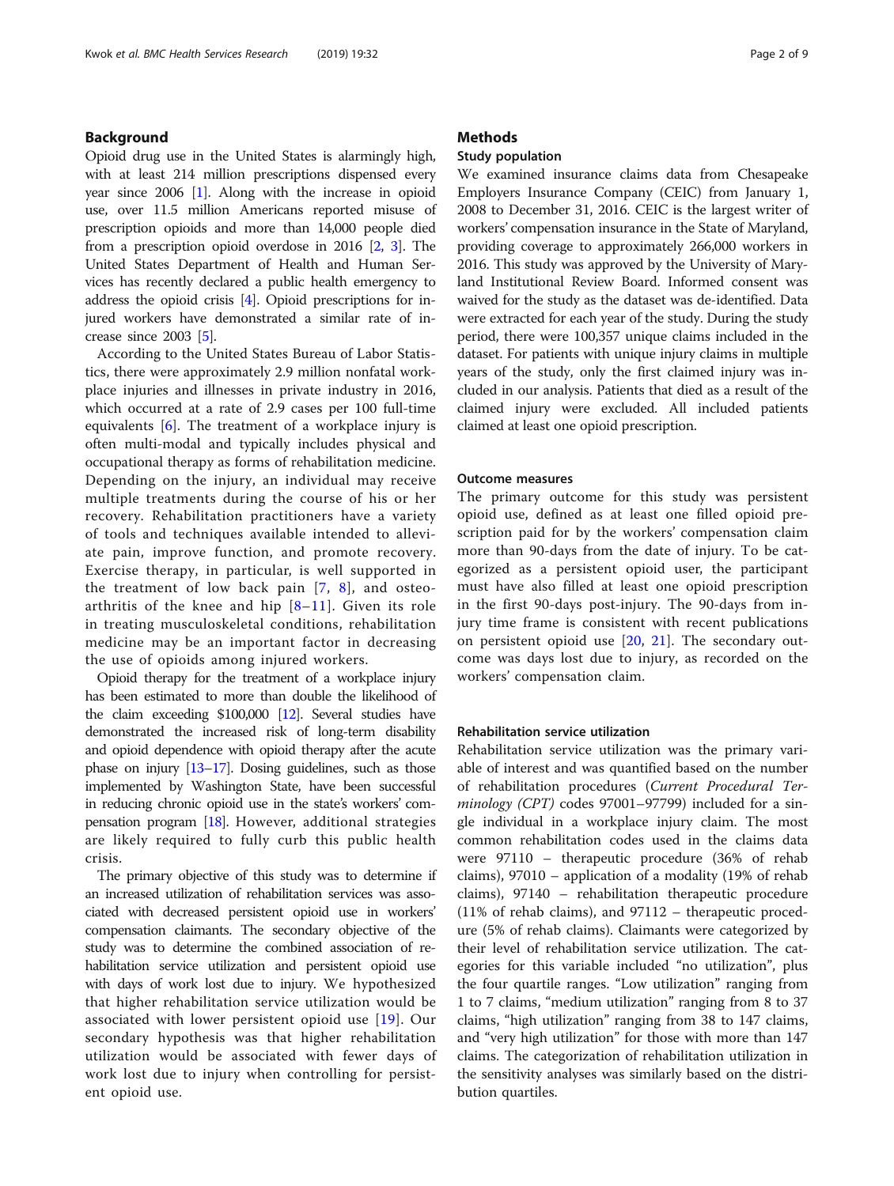## Background

Opioid drug use in the United States is alarmingly high, with at least 214 million prescriptions dispensed every year since 2006 [1]. Along with the increase in opioid use, over 11.5 million Americans reported misuse of prescription opioids and more than 14,000 people died from a prescription opioid overdose in 2016 [2, 3]. The United States Department of Health and Human Services has recently declared a public health emergency to address the opioid crisis [4]. Opioid prescriptions for injured workers have demonstrated a similar rate of increase since 2003 [5].

According to the United States Bureau of Labor Statistics, there were approximately 2.9 million nonfatal workplace injuries and illnesses in private industry in 2016, which occurred at a rate of 2.9 cases per 100 full-time equivalents [6]. The treatment of a workplace injury is often multi-modal and typically includes physical and occupational therapy as forms of rehabilitation medicine. Depending on the injury, an individual may receive multiple treatments during the course of his or her recovery. Rehabilitation practitioners have a variety of tools and techniques available intended to alleviate pain, improve function, and promote recovery. Exercise therapy, in particular, is well supported in the treatment of low back pain [7, 8], and osteoarthritis of the knee and hip [8–11]. Given its role in treating musculoskeletal conditions, rehabilitation medicine may be an important factor in decreasing the use of opioids among injured workers.

Opioid therapy for the treatment of a workplace injury has been estimated to more than double the likelihood of the claim exceeding \$100,000 [12]. Several studies have demonstrated the increased risk of long-term disability and opioid dependence with opioid therapy after the acute phase on injury [13–17]. Dosing guidelines, such as those implemented by Washington State, have been successful in reducing chronic opioid use in the state's workers' compensation program [18]. However, additional strategies are likely required to fully curb this public health crisis.

The primary objective of this study was to determine if an increased utilization of rehabilitation services was associated with decreased persistent opioid use in workers' compensation claimants. The secondary objective of the study was to determine the combined association of rehabilitation service utilization and persistent opioid use with days of work lost due to injury. We hypothesized that higher rehabilitation service utilization would be associated with lower persistent opioid use [19]. Our secondary hypothesis was that higher rehabilitation utilization would be associated with fewer days of work lost due to injury when controlling for persistent opioid use.

## Methods

### Study population

We examined insurance claims data from Chesapeake Employers Insurance Company (CEIC) from January 1, 2008 to December 31, 2016. CEIC is the largest writer of workers' compensation insurance in the State of Maryland, providing coverage to approximately 266,000 workers in 2016. This study was approved by the University of Maryland Institutional Review Board. Informed consent was waived for the study as the dataset was de-identified. Data were extracted for each year of the study. During the study period, there were 100,357 unique claims included in the dataset. For patients with unique injury claims in multiple years of the study, only the first claimed injury was included in our analysis. Patients that died as a result of the claimed injury were excluded. All included patients claimed at least one opioid prescription.

### Outcome measures

The primary outcome for this study was persistent opioid use, defined as at least one filled opioid prescription paid for by the workers' compensation claim more than 90-days from the date of injury. To be categorized as a persistent opioid user, the participant must have also filled at least one opioid prescription in the first 90-days post-injury. The 90-days from injury time frame is consistent with recent publications on persistent opioid use [20, 21]. The secondary outcome was days lost due to injury, as recorded on the workers' compensation claim.

### Rehabilitation service utilization

Rehabilitation service utilization was the primary variable of interest and was quantified based on the number of rehabilitation procedures (*Current Procedural Terminology (CPT)* codes 97001–97799) included for a single individual in a workplace injury claim. The most common rehabilitation codes used in the claims data were 97110 – therapeutic procedure (36% of rehab claims), 97010 – application of a modality (19% of rehab claims), 97140 – rehabilitation therapeutic procedure (11% of rehab claims), and 97112 – therapeutic procedure (5% of rehab claims). Claimants were categorized by their level of rehabilitation service utilization. The categories for this variable included "no utilization", plus the four quartile ranges. "Low utilization" ranging from 1 to 7 claims, "medium utilization" ranging from 8 to 37 claims, "high utilization" ranging from 38 to 147 claims, and "very high utilization" for those with more than 147 claims. The categorization of rehabilitation utilization in the sensitivity analyses was similarly based on the distribution quartiles.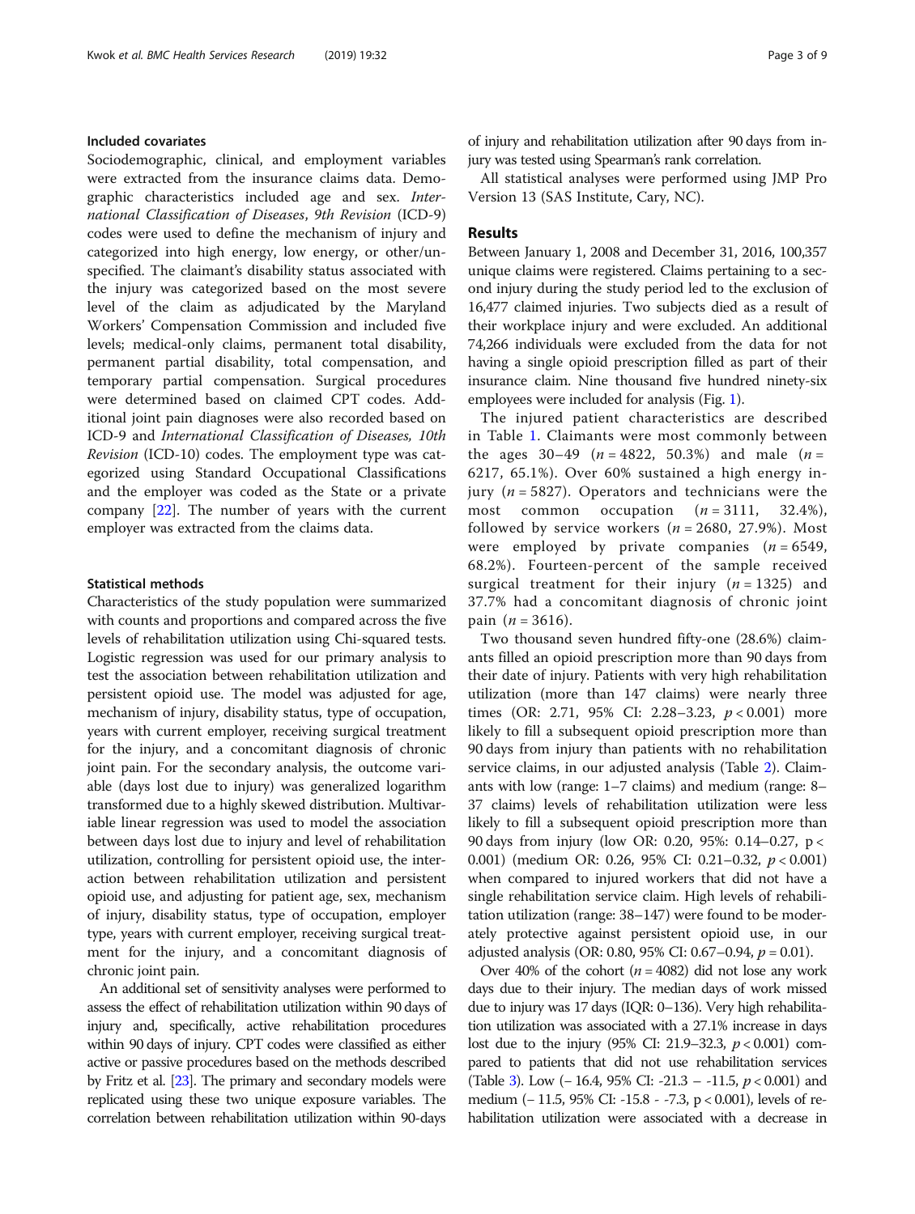### Included covariates

Sociodemographic, clinical, and employment variables were extracted from the insurance claims data. Demographic characteristics included age and sex. *International Classification of Diseases, 9th Revision* (ICD-9) codes were used to define the mechanism of injury and categorized into high energy, low energy, or other/unspecified. The claimant's disability status associated with the injury was categorized based on the most severe level of the claim as adjudicated by the Maryland Workers' Compensation Commission and included five levels; medical-only claims, permanent total disability, permanent partial disability, total compensation, and temporary partial compensation. Surgical procedures were determined based on claimed CPT codes. Additional joint pain diagnoses were also recorded based on ICD-9 and *International Classification of Diseases, 10th Revision* (ICD-10) codes. The employment type was categorized using Standard Occupational Classifications and the employer was coded as the State or a private company [22]. The number of years with the current employer was extracted from the claims data.

### Statistical methods

Characteristics of the study population were summarized with counts and proportions and compared across the five levels of rehabilitation utilization using Chi-squared tests. Logistic regression was used for our primary analysis to test the association between rehabilitation utilization and persistent opioid use. The model was adjusted for age, mechanism of injury, disability status, type of occupation, years with current employer, receiving surgical treatment for the injury, and a concomitant diagnosis of chronic joint pain. For the secondary analysis, the outcome variable (days lost due to injury) was generalized logarithm transformed due to a highly skewed distribution. Multivariable linear regression was used to model the association between days lost due to injury and level of rehabilitation utilization, controlling for persistent opioid use, the interaction between rehabilitation utilization and persistent opioid use, and adjusting for patient age, sex, mechanism of injury, disability status, type of occupation, employer type, years with current employer, receiving surgical treatment for the injury, and a concomitant diagnosis of chronic joint pain.

An additional set of sensitivity analyses were performed to assess the effect of rehabilitation utilization within 90 days of injury and, specifically, active rehabilitation procedures within 90 days of injury. CPT codes were classified as either active or passive procedures based on the methods described by Fritz et al. [23]. The primary and secondary models were replicated using these two unique exposure variables. The correlation between rehabilitation utilization within 90-days of injury and rehabilitation utilization after 90 days from injury was tested using Spearman's rank correlation.

All statistical analyses were performed using JMP Pro Version 13 (SAS Institute, Cary, NC).

## Results

Between January 1, 2008 and December 31, 2016, 100,357 unique claims were registered. Claims pertaining to a second injury during the study period led to the exclusion of 16,477 claimed injuries. Two subjects died as a result of their workplace injury and were excluded. An additional 74,266 individuals were excluded from the data for not having a single opioid prescription filled as part of their insurance claim. Nine thousand five hundred ninety-six employees were included for analysis (Fig. 1).

The injured patient characteristics are described in Table 1. Claimants were most commonly between the ages 30–49 ($n = 4822$, 50.3%) and male ($n = 6217$, 65.1%). Over 60% sustained a high energy injury ($n = 5827$). Operators and technicians were the most common occupation ($n = 3111$, 32.4%), followed by service workers ($n = 2680$, 27.9%). Most were employed by private companies ($n = 6549$, 68.2%). Fourteen-percent of the sample received surgical treatment for their injury ($n = 1325$) and 37.7% had a concomitant diagnosis of chronic joint pain ($n = 3616$).

Two thousand seven hundred fifty-one (28.6%) claimants filled an opioid prescription more than 90 days from their date of injury. Patients with very high rehabilitation utilization (more than 147 claims) were nearly three times (OR: 2.71, 95% CI: 2.28–3.23, $p < 0.001$) more likely to fill a subsequent opioid prescription more than 90 days from injury than patients with no rehabilitation service claims, in our adjusted analysis (Table 2). Claimants with low (range: 1–7 claims) and medium (range: 8–37 claims) levels of rehabilitation utilization were less likely to fill a subsequent opioid prescription more than 90 days from injury (low OR: 0.20, 95%: 0.14–0.27, $p < 0.001$) (medium OR: 0.26, 95% CI: 0.21–0.32, $p < 0.001$) when compared to injured workers that did not have a single rehabilitation service claim. High levels of rehabilitation utilization (range: 38–147) were found to be moderately protective against persistent opioid use, in our adjusted analysis (OR: 0.80, 95% CI: 0.67–0.94, $p = 0.01$).

Over 40% of the cohort ($n = 4082$) did not lose any work days due to their injury. The median days of work missed due to injury was 17 days (IQR: 0–136). Very high rehabilitation utilization was associated with a 27.1% increase in days lost due to the injury (95% CI: 21.9–32.3, $p < 0.001$) compared to patients that did not use rehabilitation services (Table 3). Low (− 16.4, 95% CI: -21.3 – -11.5, $p < 0.001$) and medium (− 11.5, 95% CI: -15.8 - -7.3, $p < 0.001$), levels of rehabilitation utilization were associated with a decrease in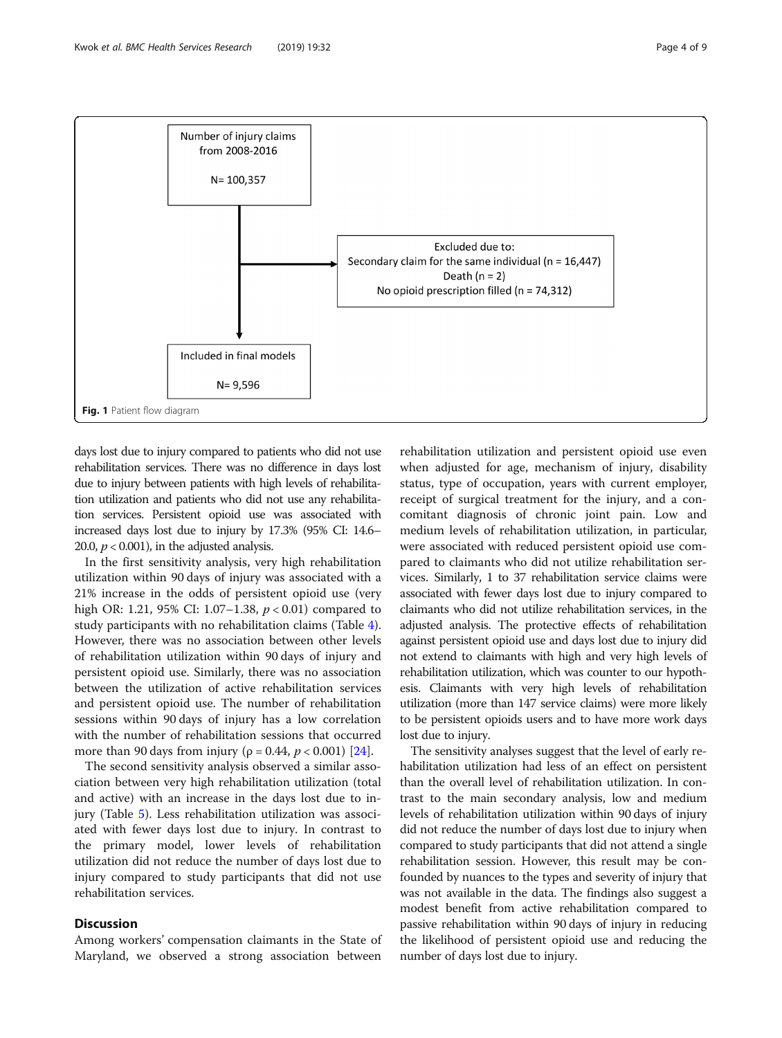Number of injury claims from 2008-2016

N= 100,357

Excluded due to:
Secondary claim for the same individual (n = 16,447)
Death (n = 2)
No opioid prescription filled (n = 74,312)

Included in final models

N= 9,596

**Fig. 1** Patient flow diagram

days lost due to injury compared to patients who did not use rehabilitation services. There was no difference in days lost due to injury between patients with high levels of rehabilitation utilization and patients who did not use any rehabilitation services. Persistent opioid use was associated with increased days lost due to injury by 17.3% (95% CI: 14.6–20.0, $p < 0.001$), in the adjusted analysis.

In the first sensitivity analysis, very high rehabilitation utilization within 90 days of injury was associated with a 21% increase in the odds of persistent opioid use (very high OR: 1.21, 95% CI: 1.07–1.38, $p < 0.01$) compared to study participants with no rehabilitation claims (Table 4). However, there was no association between other levels of rehabilitation utilization within 90 days of injury and persistent opioid use. Similarly, there was no association between the utilization of active rehabilitation services and persistent opioid use. The number of rehabilitation sessions within 90 days of injury has a low correlation with the number of rehabilitation sessions that occurred more than 90 days from injury ($\rho = 0.44$, $p < 0.001$) [24].

The second sensitivity analysis observed a similar association between very high rehabilitation utilization (total and active) with an increase in the days lost due to injury (Table 5). Less rehabilitation utilization was associated with fewer days lost due to injury. In contrast to the primary model, lower levels of rehabilitation utilization did not reduce the number of days lost due to injury compared to study participants that did not use rehabilitation services.

## Discussion

Among workers' compensation claimants in the State of Maryland, we observed a strong association between rehabilitation utilization and persistent opioid use even when adjusted for age, mechanism of injury, disability status, type of occupation, years with current employer, receipt of surgical treatment for the injury, and a concomitant diagnosis of chronic joint pain. Low and medium levels of rehabilitation utilization, in particular, were associated with reduced persistent opioid use compared to claimants who did not utilize rehabilitation services. Similarly, 1 to 37 rehabilitation service claims were associated with fewer days lost due to injury compared to claimants who did not utilize rehabilitation services, in the adjusted analysis. The protective effects of rehabilitation against persistent opioid use and days lost due to injury did not extend to claimants with high and very high levels of rehabilitation utilization, which was counter to our hypothesis. Claimants with very high levels of rehabilitation utilization (more than 147 service claims) were more likely to be persistent opioids users and to have more work days lost due to injury.

The sensitivity analyses suggest that the level of early rehabilitation utilization had less of an effect on persistent than the overall level of rehabilitation utilization. In contrast to the main secondary analysis, low and medium levels of rehabilitation utilization within 90 days of injury did not reduce the number of days lost due to injury when compared to study participants that did not attend a single rehabilitation session. However, this result may be confounded by nuances to the types and severity of injury that was not available in the data. The findings also suggest a modest benefit from active rehabilitation compared to passive rehabilitation within 90 days of injury in reducing the likelihood of persistent opioid use and reducing the number of days lost due to injury.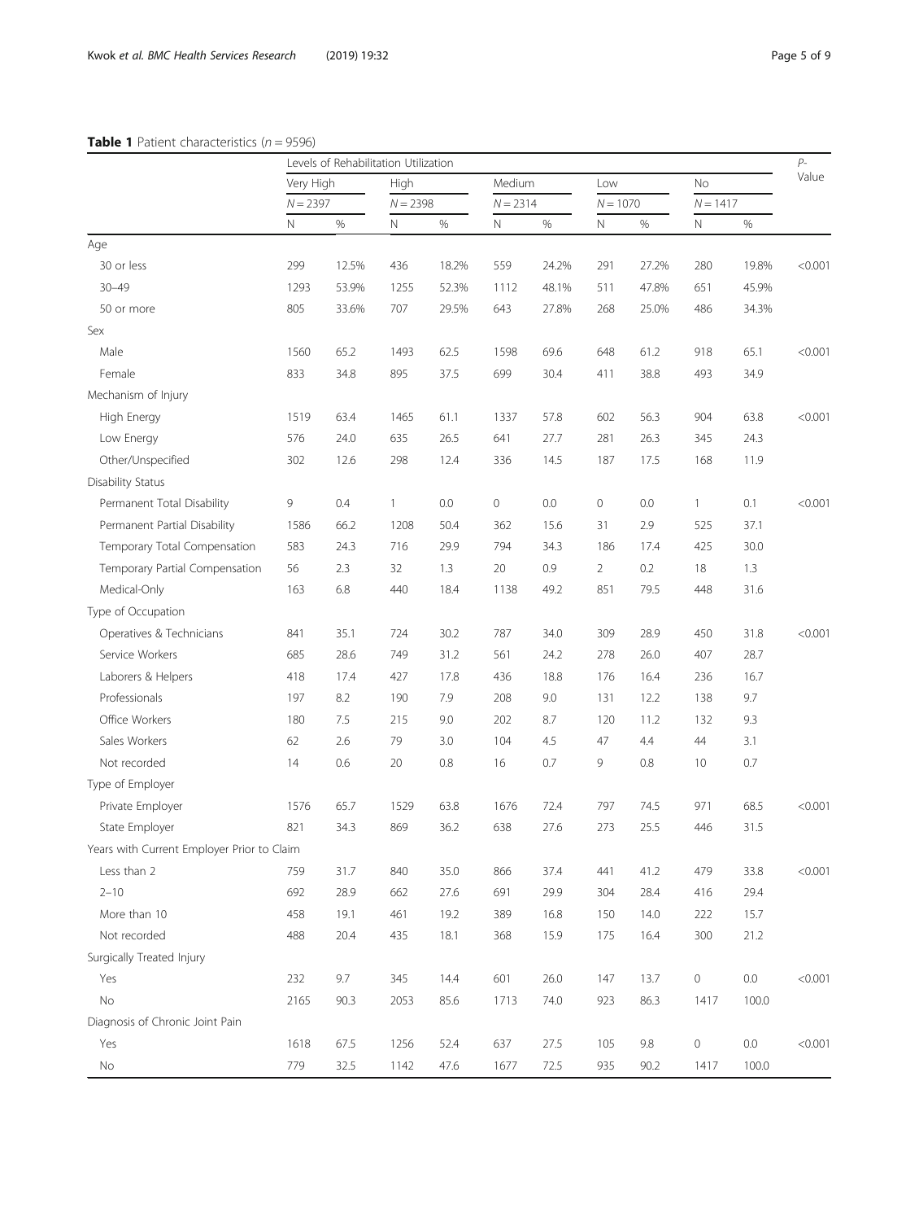**Table 1** Patient characteristics (*n* = 9596)

| | Levels of Rehabilitation Utilization | | | | | | | | | | *P*-Value |
|---|---|---|---|---|---|---|---|---|---|---|---|
| | Very High | | High | | Medium | | Low | | No | | |
| | *N* = 2397 | | *N* = 2398 | | *N* = 2314 | | *N* = 1070 | | *N* = 1417 | | |
| | N | % | N | % | N | % | N | % | N | % | |
| Age | | | | | | | | | | | |
| 30 or less | 299 | 12.5% | 436 | 18.2% | 559 | 24.2% | 291 | 27.2% | 280 | 19.8% | <0.001 |
| 30–49 | 1293 | 53.9% | 1255 | 52.3% | 1112 | 48.1% | 511 | 47.8% | 651 | 45.9% | |
| 50 or more | 805 | 33.6% | 707 | 29.5% | 643 | 27.8% | 268 | 25.0% | 486 | 34.3% | |
| Sex | | | | | | | | | | | |
| Male | 1560 | 65.2 | 1493 | 62.5 | 1598 | 69.6 | 648 | 61.2 | 918 | 65.1 | <0.001 |
| Female | 833 | 34.8 | 895 | 37.5 | 699 | 30.4 | 411 | 38.8 | 493 | 34.9 | |
| Mechanism of Injury | | | | | | | | | | | |
| High Energy | 1519 | 63.4 | 1465 | 61.1 | 1337 | 57.8 | 602 | 56.3 | 904 | 63.8 | <0.001 |
| Low Energy | 576 | 24.0 | 635 | 26.5 | 641 | 27.7 | 281 | 26.3 | 345 | 24.3 | |
| Other/Unspecified | 302 | 12.6 | 298 | 12.4 | 336 | 14.5 | 187 | 17.5 | 168 | 11.9 | |
| Disability Status | | | | | | | | | | | |
| Permanent Total Disability | 9 | 0.4 | 1 | 0.0 | 0 | 0.0 | 0 | 0.0 | 1 | 0.1 | <0.001 |
| Permanent Partial Disability | 1586 | 66.2 | 1208 | 50.4 | 362 | 15.6 | 31 | 2.9 | 525 | 37.1 | |
| Temporary Total Compensation | 583 | 24.3 | 716 | 29.9 | 794 | 34.3 | 186 | 17.4 | 425 | 30.0 | |
| Temporary Partial Compensation | 56 | 2.3 | 32 | 1.3 | 20 | 0.9 | 2 | 0.2 | 18 | 1.3 | |
| Medical-Only | 163 | 6.8 | 440 | 18.4 | 1138 | 49.2 | 851 | 79.5 | 448 | 31.6 | |
| Type of Occupation | | | | | | | | | | | |
| Operatives & Technicians | 841 | 35.1 | 724 | 30.2 | 787 | 34.0 | 309 | 28.9 | 450 | 31.8 | <0.001 |
| Service Workers | 685 | 28.6 | 749 | 31.2 | 561 | 24.2 | 278 | 26.0 | 407 | 28.7 | |
| Laborers & Helpers | 418 | 17.4 | 427 | 17.8 | 436 | 18.8 | 176 | 16.4 | 236 | 16.7 | |
| Professionals | 197 | 8.2 | 190 | 7.9 | 208 | 9.0 | 131 | 12.2 | 138 | 9.7 | |
| Office Workers | 180 | 7.5 | 215 | 9.0 | 202 | 8.7 | 120 | 11.2 | 132 | 9.3 | |
| Sales Workers | 62 | 2.6 | 79 | 3.0 | 104 | 4.5 | 47 | 4.4 | 44 | 3.1 | |
| Not recorded | 14 | 0.6 | 20 | 0.8 | 16 | 0.7 | 9 | 0.8 | 10 | 0.7 | |
| Type of Employer | | | | | | | | | | | |
| Private Employer | 1576 | 65.7 | 1529 | 63.8 | 1676 | 72.4 | 797 | 74.5 | 971 | 68.5 | <0.001 |
| State Employer | 821 | 34.3 | 869 | 36.2 | 638 | 27.6 | 273 | 25.5 | 446 | 31.5 | |
| Years with Current Employer Prior to Claim | | | | | | | | | | | |
| Less than 2 | 759 | 31.7 | 840 | 35.0 | 866 | 37.4 | 441 | 41.2 | 479 | 33.8 | <0.001 |
| 2–10 | 692 | 28.9 | 662 | 27.6 | 691 | 29.9 | 304 | 28.4 | 416 | 29.4 | |
| More than 10 | 458 | 19.1 | 461 | 19.2 | 389 | 16.8 | 150 | 14.0 | 222 | 15.7 | |
| Not recorded | 488 | 20.4 | 435 | 18.1 | 368 | 15.9 | 175 | 16.4 | 300 | 21.2 | |
| Surgically Treated Injury | | | | | | | | | | | |
| Yes | 232 | 9.7 | 345 | 14.4 | 601 | 26.0 | 147 | 13.7 | 0 | 0.0 | <0.001 |
| No | 2165 | 90.3 | 2053 | 85.6 | 1713 | 74.0 | 923 | 86.3 | 1417 | 100.0 | |
| Diagnosis of Chronic Joint Pain | | | | | | | | | | | |
| Yes | 1618 | 67.5 | 1256 | 52.4 | 637 | 27.5 | 105 | 9.8 | 0 | 0.0 | <0.001 |
| No | 779 | 32.5 | 1142 | 47.6 | 1677 | 72.5 | 935 | 90.2 | 1417 | 100.0 | |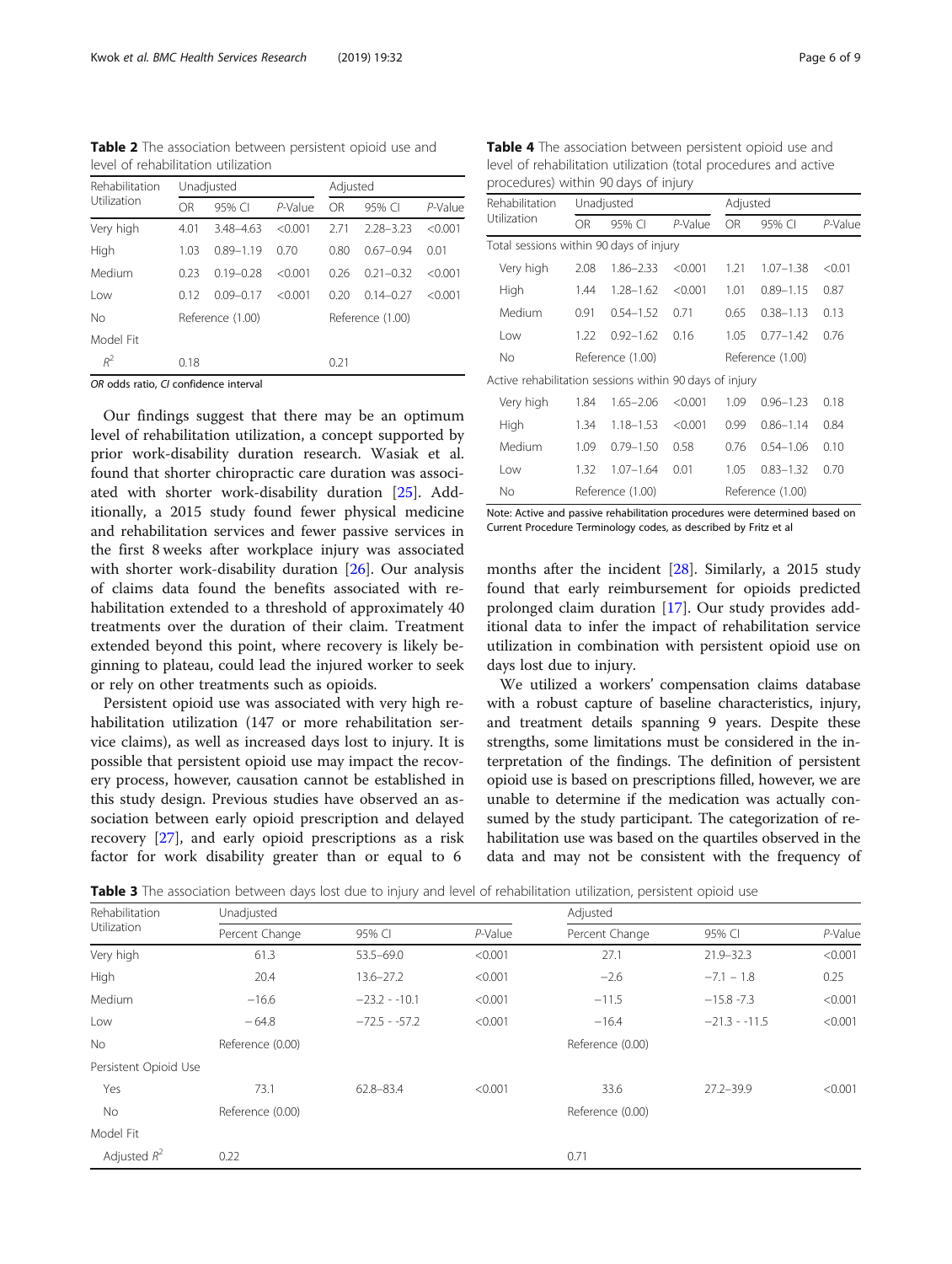**Table 2** The association between persistent opioid use and level of rehabilitation utilization

| Rehabilitation Utilization | Unadjusted | | | Adjusted | | |
|---|---|---|---|---|---|---|
| | OR | 95% CI | *P*-Value | OR | 95% CI | *P*-Value |
| Very high | 4.01 | 3.48–4.63 | <0.001 | 2.71 | 2.28–3.23 | <0.001 |
| High | 1.03 | 0.89–1.19 | 0.70 | 0.80 | 0.67–0.94 | 0.01 |
| Medium | 0.23 | 0.19–0.28 | <0.001 | 0.26 | 0.21–0.32 | <0.001 |
| Low | 0.12 | 0.09–0.17 | <0.001 | 0.20 | 0.14–0.27 | <0.001 |
| No | Reference (1.00) | | | Reference (1.00) | | |
| Model Fit | | | | | | |
| $R^2$ | 0.18 | | | 0.21 | | |

*OR* odds ratio, *CI* confidence interval

Our findings suggest that there may be an optimum level of rehabilitation utilization, a concept supported by prior work-disability duration research. Wasiak et al. found that shorter chiropractic care duration was associated with shorter work-disability duration [25]. Additionally, a 2015 study found fewer physical medicine and rehabilitation services and fewer passive services in the first 8 weeks after workplace injury was associated with shorter work-disability duration [26]. Our analysis of claims data found the benefits associated with rehabilitation extended to a threshold of approximately 40 treatments over the duration of their claim. Treatment extended beyond this point, where recovery is likely beginning to plateau, could lead the injured worker to seek or rely on other treatments such as opioids.

Persistent opioid use was associated with very high rehabilitation utilization (147 or more rehabilitation service claims), as well as increased days lost to injury. It is possible that persistent opioid use may impact the recovery process, however, causation cannot be established in this study design. Previous studies have observed an association between early opioid prescription and delayed recovery [27], and early opioid prescriptions as a risk factor for work disability greater than or equal to 6 months after the incident [28]. Similarly, a 2015 study found that early reimbursement for opioids predicted prolonged claim duration [17]. Our study provides additional data to infer the impact of rehabilitation service utilization in combination with persistent opioid use on days lost due to injury.

**Table 4** The association between persistent opioid use and level of rehabilitation utilization (total procedures and active procedures) within 90 days of injury

| Rehabilitation Utilization | Unadjusted | | | Adjusted | | |
|---|---|---|---|---|---|---|
| | OR | 95% CI | *P*-Value | OR | 95% CI | *P*-Value |
| Total sessions within 90 days of injury | | | | | | |
| Very high | 2.08 | 1.86–2.33 | <0.001 | 1.21 | 1.07–1.38 | <0.01 |
| High | 1.44 | 1.28–1.62 | <0.001 | 1.01 | 0.89–1.15 | 0.87 |
| Medium | 0.91 | 0.54–1.52 | 0.71 | 0.65 | 0.38–1.13 | 0.13 |
| Low | 1.22 | 0.92–1.62 | 0.16 | 1.05 | 0.77–1.42 | 0.76 |
| No | Reference (1.00) | | | Reference (1.00) | | |
| Active rehabilitation sessions within 90 days of injury | | | | | | |
| Very high | 1.84 | 1.65–2.06 | <0.001 | 1.09 | 0.96–1.23 | 0.18 |
| High | 1.34 | 1.18–1.53 | <0.001 | 0.99 | 0.86–1.14 | 0.84 |
| Medium | 1.09 | 0.79–1.50 | 0.58 | 0.76 | 0.54–1.06 | 0.10 |
| Low | 1.32 | 1.07–1.64 | 0.01 | 1.05 | 0.83–1.32 | 0.70 |
| No | Reference (1.00) | | | Reference (1.00) | | |

Note: Active and passive rehabilitation procedures were determined based on Current Procedure Terminology codes, as described by Fritz et al

We utilized a workers' compensation claims database with a robust capture of baseline characteristics, injury, and treatment details spanning 9 years. Despite these strengths, some limitations must be considered in the interpretation of the findings. The definition of persistent opioid use is based on prescriptions filled, however, we are unable to determine if the medication was actually consumed by the study participant. The categorization of rehabilitation use was based on the quartiles observed in the data and may not be consistent with the frequency of

**Table 3** The association between days lost due to injury and level of rehabilitation utilization, persistent opioid use

| Rehabilitation Utilization | Unadjusted | | | Adjusted | | |
|---|---|---|---|---|---|---|
| | Percent Change | 95% CI | *P*-Value | Percent Change | 95% CI | *P*-Value |
| Very high | 61.3 | 53.5–69.0 | <0.001 | 27.1 | 21.9–32.3 | <0.001 |
| High | 20.4 | 13.6–27.2 | <0.001 | −2.6 | −7.1 – 1.8 | 0.25 |
| Medium | −16.6 | −23.2 - -10.1 | <0.001 | −11.5 | −15.8 -7.3 | <0.001 |
| Low | − 64.8 | −72.5 - -57.2 | <0.001 | −16.4 | −21.3 - -11.5 | <0.001 |
| No | Reference (0.00) | | | Reference (0.00) | | |
| Persistent Opioid Use | | | | | | |
| Yes | 73.1 | 62.8–83.4 | <0.001 | 33.6 | 27.2–39.9 | <0.001 |
| No | Reference (0.00) | | | Reference (0.00) | | |
| Model Fit | | | | | | |
| Adjusted $R^2$ | 0.22 | | | 0.71 | | |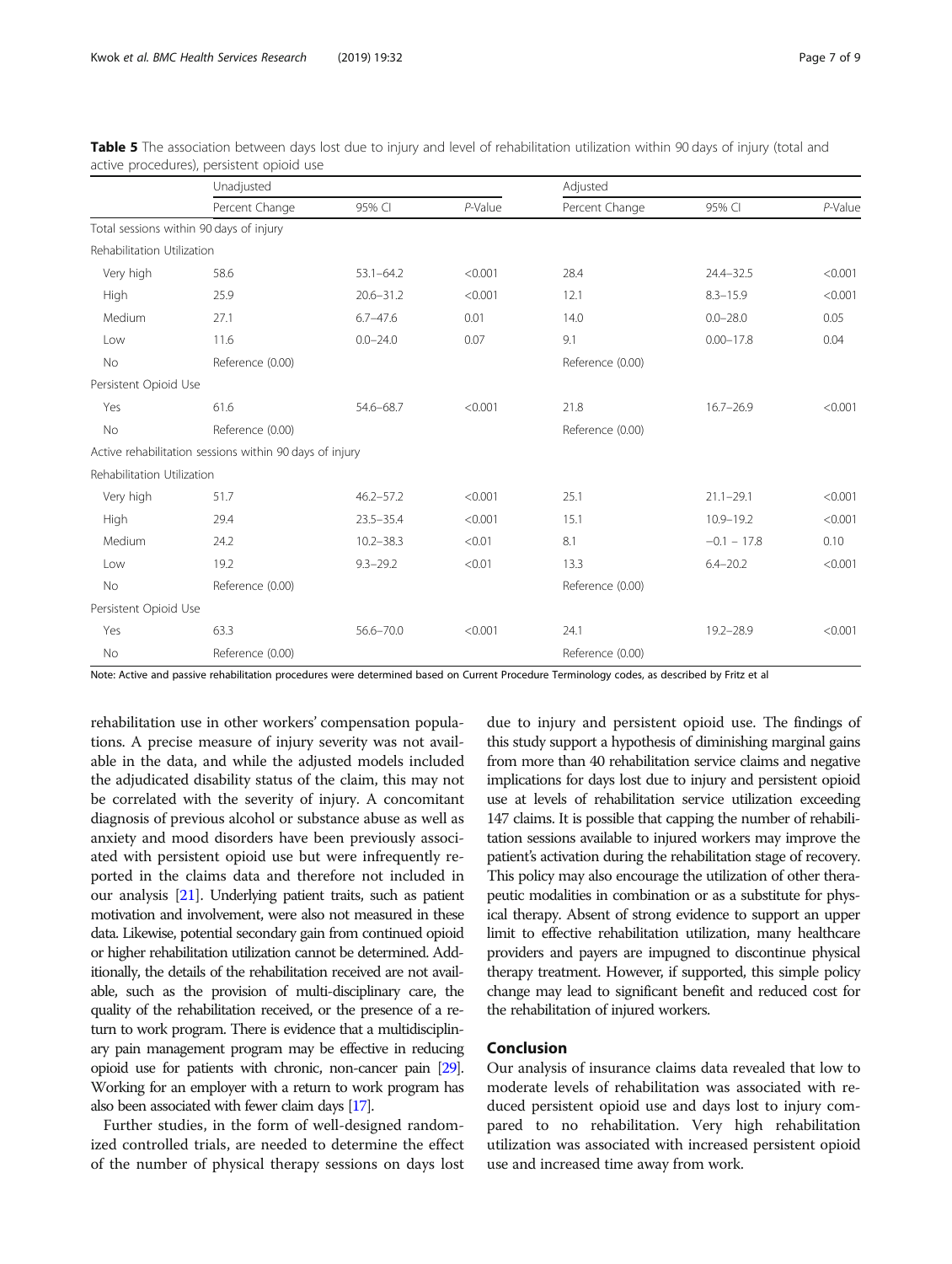**Table 5** The association between days lost due to injury and level of rehabilitation utilization within 90 days of injury (total and active procedures), persistent opioid use

| | Unadjusted | | | Adjusted | | |
|---|---|---|---|---|---|---|
| | Percent Change | 95% CI | *P*-Value | Percent Change | 95% CI | *P*-Value |
| Total sessions within 90 days of injury | | | | | | |
| Rehabilitation Utilization | | | | | | |
| Very high | 58.6 | 53.1–64.2 | <0.001 | 28.4 | 24.4–32.5 | <0.001 |
| High | 25.9 | 20.6–31.2 | <0.001 | 12.1 | 8.3–15.9 | <0.001 |
| Medium | 27.1 | 6.7–47.6 | 0.01 | 14.0 | 0.0–28.0 | 0.05 |
| Low | 11.6 | 0.0–24.0 | 0.07 | 9.1 | 0.00–17.8 | 0.04 |
| No | Reference (0.00) | | | Reference (0.00) | | |
| Persistent Opioid Use | | | | | | |
| Yes | 61.6 | 54.6–68.7 | <0.001 | 21.8 | 16.7–26.9 | <0.001 |
| No | Reference (0.00) | | | Reference (0.00) | | |
| Active rehabilitation sessions within 90 days of injury | | | | | | |
| Rehabilitation Utilization | | | | | | |
| Very high | 51.7 | 46.2–57.2 | <0.001 | 25.1 | 21.1–29.1 | <0.001 |
| High | 29.4 | 23.5–35.4 | <0.001 | 15.1 | 10.9–19.2 | <0.001 |
| Medium | 24.2 | 10.2–38.3 | <0.01 | 8.1 | −0.1 – 17.8 | 0.10 |
| Low | 19.2 | 9.3–29.2 | <0.01 | 13.3 | 6.4–20.2 | <0.001 |
| No | Reference (0.00) | | | Reference (0.00) | | |
| Persistent Opioid Use | | | | | | |
| Yes | 63.3 | 56.6–70.0 | <0.001 | 24.1 | 19.2–28.9 | <0.001 |
| No | Reference (0.00) | | | Reference (0.00) | | |

Note: Active and passive rehabilitation procedures were determined based on Current Procedure Terminology codes, as described by Fritz et al

rehabilitation use in other workers' compensation populations. A precise measure of injury severity was not available in the data, and while the adjusted models included the adjudicated disability status of the claim, this may not be correlated with the severity of injury. A concomitant diagnosis of previous alcohol or substance abuse as well as anxiety and mood disorders have been previously associated with persistent opioid use but were infrequently reported in the claims data and therefore not included in our analysis [21]. Underlying patient traits, such as patient motivation and involvement, were also not measured in these data. Likewise, potential secondary gain from continued opioid or higher rehabilitation utilization cannot be determined. Additionally, the details of the rehabilitation received are not available, such as the provision of multi-disciplinary care, the quality of the rehabilitation received, or the presence of a return to work program. There is evidence that a multidisciplinary pain management program may be effective in reducing opioid use for patients with chronic, non-cancer pain [29]. Working for an employer with a return to work program has also been associated with fewer claim days [17].

Further studies, in the form of well-designed randomized controlled trials, are needed to determine the effect of the number of physical therapy sessions on days lost due to injury and persistent opioid use. The findings of this study support a hypothesis of diminishing marginal gains from more than 40 rehabilitation service claims and negative implications for days lost due to injury and persistent opioid use at levels of rehabilitation service utilization exceeding 147 claims. It is possible that capping the number of rehabilitation sessions available to injured workers may improve the patient's activation during the rehabilitation stage of recovery. This policy may also encourage the utilization of other therapeutic modalities in combination or as a substitute for physical therapy. Absent of strong evidence to support an upper limit to effective rehabilitation utilization, many healthcare providers and payers are impugned to discontinue physical therapy treatment. However, if supported, this simple policy change may lead to significant benefit and reduced cost for the rehabilitation of injured workers.

## Conclusion

Our analysis of insurance claims data revealed that low to moderate levels of rehabilitation was associated with reduced persistent opioid use and days lost to injury compared to no rehabilitation. Very high rehabilitation utilization was associated with increased persistent opioid use and increased time away from work.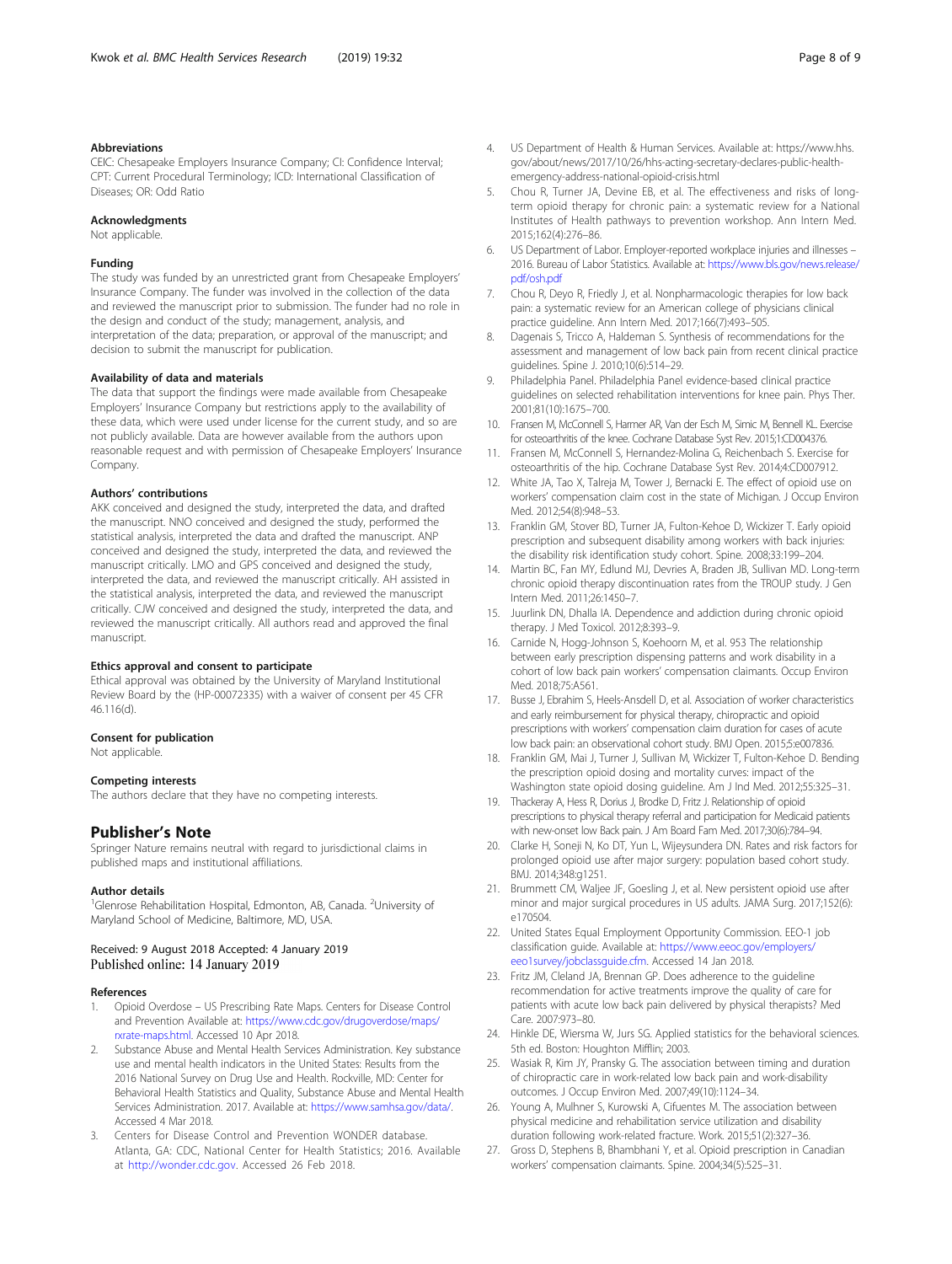### Abbreviations

CEIC: Chesapeake Employers Insurance Company; CI: Confidence Interval; CPT: Current Procedural Terminology; ICD: International Classification of Diseases; OR: Odd Ratio

### Acknowledgments

Not applicable.

### Funding

The study was funded by an unrestricted grant from Chesapeake Employers' Insurance Company. The funder was involved in the collection of the data and reviewed the manuscript prior to submission. The funder had no role in the design and conduct of the study; management, analysis, and interpretation of the data; preparation, or approval of the manuscript; and decision to submit the manuscript for publication.

### Availability of data and materials

The data that support the findings were made available from Chesapeake Employers' Insurance Company but restrictions apply to the availability of these data, which were used under license for the current study, and so are not publicly available. Data are however available from the authors upon reasonable request and with permission of Chesapeake Employers' Insurance Company.

### Authors' contributions

AKK conceived and designed the study, interpreted the data, and drafted the manuscript. NNO conceived and designed the study, performed the statistical analysis, interpreted the data and drafted the manuscript. ANP conceived and designed the study, interpreted the data, and reviewed the manuscript critically. LMO and GPS conceived and designed the study, interpreted the data, and reviewed the manuscript critically. AH assisted in the statistical analysis, interpreted the data, and reviewed the manuscript critically. CJW conceived and designed the study, interpreted the data, and reviewed the manuscript critically. All authors read and approved the final manuscript.

### Ethics approval and consent to participate

Ethical approval was obtained by the University of Maryland Institutional Review Board by the (HP-00072335) with a waiver of consent per 45 CFR 46.116(d).

### Consent for publication

Not applicable.

### Competing interests

The authors declare that they have no competing interests.

## Publisher's Note

Springer Nature remains neutral with regard to jurisdictional claims in published maps and institutional affiliations.

### Author details

[1]Glenrose Rehabilitation Hospital, Edmonton, AB, Canada. [2]University of Maryland School of Medicine, Baltimore, MD, USA.

Received: 9 August 2018 Accepted: 4 January 2019
Published online: 14 January 2019

### References

1. Opioid Overdose – US Prescribing Rate Maps. Centers for Disease Control and Prevention Available at: https://www.cdc.gov/drugoverdose/maps/rxrate-maps.html. Accessed 10 Apr 2018.
2. Substance Abuse and Mental Health Services Administration. Key substance use and mental health indicators in the United States: Results from the 2016 National Survey on Drug Use and Health. Rockville, MD: Center for Behavioral Health Statistics and Quality, Substance Abuse and Mental Health Services Administration. 2017. Available at: https://www.samhsa.gov/data/. Accessed 4 Mar 2018.
3. Centers for Disease Control and Prevention WONDER database. Atlanta, GA: CDC, National Center for Health Statistics; 2016. Available at http://wonder.cdc.gov. Accessed 26 Feb 2018.
4. US Department of Health & Human Services. Available at: https://www.hhs.gov/about/news/2017/10/26/hhs-acting-secretary-declares-public-health-emergency-address-national-opioid-crisis.html
5. Chou R, Turner JA, Devine EB, et al. The effectiveness and risks of long-term opioid therapy for chronic pain: a systematic review for a National Institutes of Health pathways to prevention workshop. Ann Intern Med. 2015;162(4):276–86.
6. US Department of Labor. Employer-reported workplace injuries and illnesses – 2016. Bureau of Labor Statistics. Available at: https://www.bls.gov/news.release/pdf/osh.pdf
7. Chou R, Deyo R, Friedly J, et al. Nonpharmacologic therapies for low back pain: a systematic review for an American college of physicians clinical practice guideline. Ann Intern Med. 2017;166(7):493–505.
8. Dagenais S, Tricco A, Haldeman S. Synthesis of recommendations for the assessment and management of low back pain from recent clinical practice guidelines. Spine J. 2010;10(6):514–29.
9. Philadelphia Panel. Philadelphia Panel evidence-based clinical practice guidelines on selected rehabilitation interventions for knee pain. Phys Ther. 2001;81(10):1675–700.
10. Fransen M, McConnell S, Harmer AR, Van der Esch M, Simic M, Bennell KL. Exercise for osteoarthritis of the knee. Cochrane Database Syst Rev. 2015;1:CD004376.
11. Fransen M, McConnell S, Hernandez-Molina G, Reichenbach S. Exercise for osteoarthritis of the hip. Cochrane Database Syst Rev. 2014;4:CD007912.
12. White JA, Tao X, Talreja M, Tower J, Bernacki E. The effect of opioid use on workers' compensation claim cost in the state of Michigan. J Occup Environ Med. 2012;54(8):948–53.
13. Franklin GM, Stover BD, Turner JA, Fulton-Kehoe D, Wickizer T. Early opioid prescription and subsequent disability among workers with back injuries: the disability risk identification study cohort. Spine. 2008;33:199–204.
14. Martin BC, Fan MY, Edlund MJ, Devries A, Braden JB, Sullivan MD. Long-term chronic opioid therapy discontinuation rates from the TROUP study. J Gen Intern Med. 2011;26:1450–7.
15. Juurlink DN, Dhalla IA. Dependence and addiction during chronic opioid therapy. J Med Toxicol. 2012;8:393–9.
16. Carnide N, Hogg-Johnson S, Koehoorn M, et al. 953 The relationship between early prescription dispensing patterns and work disability in a cohort of low back pain workers' compensation claimants. Occup Environ Med. 2018;75:A561.
17. Busse J, Ebrahim S, Heels-Ansdell D, et al. Association of worker characteristics and early reimbursement for physical therapy, chiropractic and opioid prescriptions with workers' compensation claim duration for cases of acute low back pain: an observational cohort study. BMJ Open. 2015;5:e007836.
18. Franklin GM, Mai J, Turner J, Sullivan M, Wickizer T, Fulton-Kehoe D. Bending the prescription opioid dosing and mortality curves: impact of the Washington state opioid dosing guideline. Am J Ind Med. 2012;55:325–31.
19. Thackeray A, Hess R, Dorius J, Brodke D, Fritz J. Relationship of opioid prescriptions to physical therapy referral and participation for Medicaid patients with new-onset low Back pain. J Am Board Fam Med. 2017;30(6):784–94.
20. Clarke H, Soneji N, Ko DT, Yun L, Wijeysundera DN. Rates and risk factors for prolonged opioid use after major surgery: population based cohort study. BMJ. 2014;348:g1251.
21. Brummett CM, Waljee JF, Goesling J, et al. New persistent opioid use after minor and major surgical procedures in US adults. JAMA Surg. 2017;152(6):e170504.
22. United States Equal Employment Opportunity Commission. EEO-1 job classification guide. Available at: https://www.eeoc.gov/employers/eeo1survey/jobclassguide.cfm. Accessed 14 Jan 2018.
23. Fritz JM, Cleland JA, Brennan GP. Does adherence to the guideline recommendation for active treatments improve the quality of care for patients with acute low back pain delivered by physical therapists? Med Care. 2007:973–80.
24. Hinkle DE, Wiersma W, Jurs SG. Applied statistics for the behavioral sciences. 5th ed. Boston: Houghton Mifflin; 2003.
25. Wasiak R, Kim JY, Pransky G. The association between timing and duration of chiropractic care in work-related low back pain and work-disability outcomes. J Occup Environ Med. 2007;49(10):1124–34.
26. Young A, Mulhner S, Kurowski A, Cifuentes M. The association between physical medicine and rehabilitation service utilization and disability duration following work-related fracture. Work. 2015;51(2):327–36.
27. Gross D, Stephens B, Bhambhani Y, et al. Opioid prescription in Canadian workers' compensation claimants. Spine. 2004;34(5):525–31.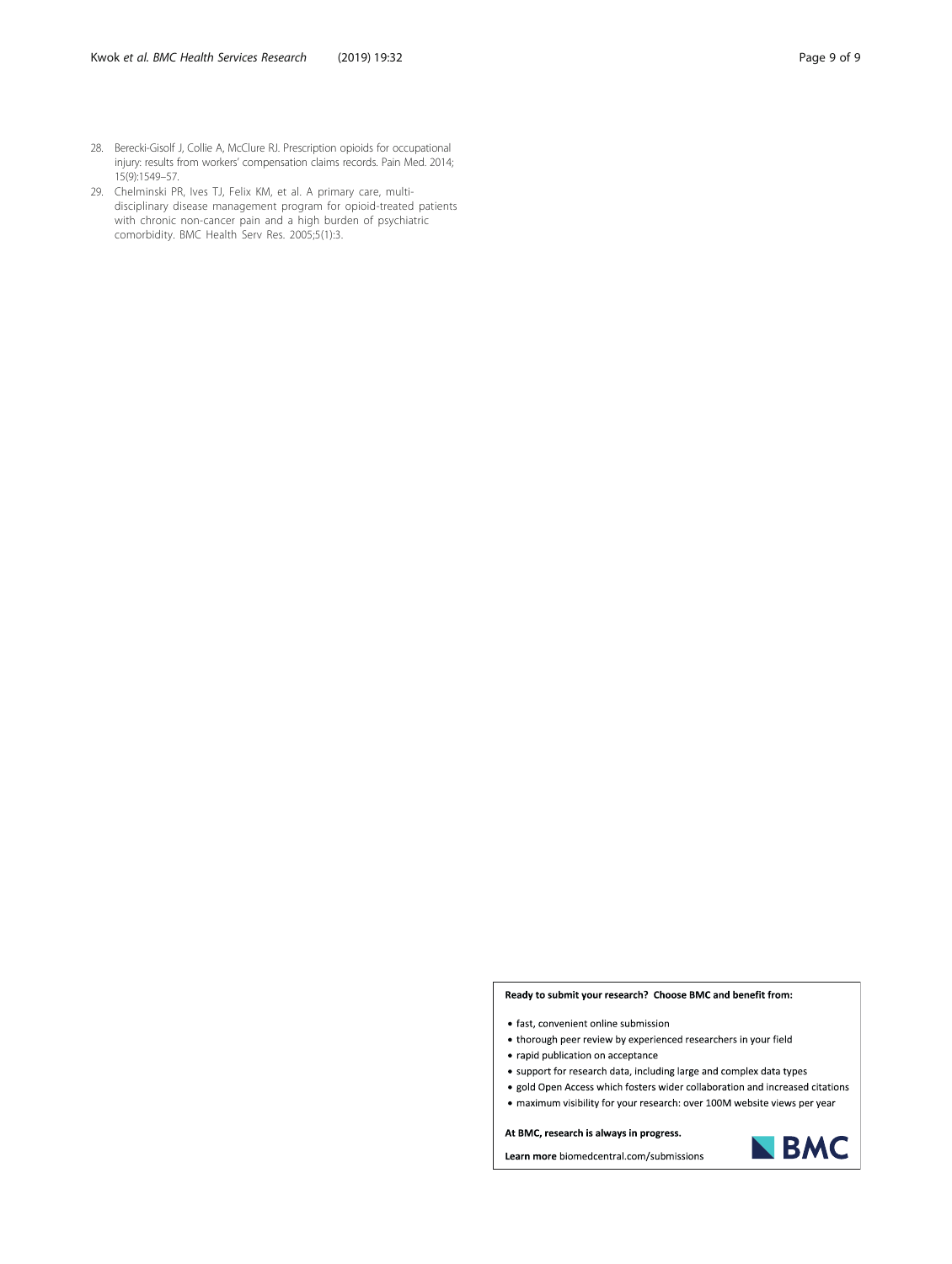28. Berecki-Gisolf J, Collie A, McClure RJ. Prescription opioids for occupational injury: results from workers' compensation claims records. Pain Med. 2014; 15(9):1549–57.
29. Chelminski PR, Ives TJ, Felix KM, et al. A primary care, multi-disciplinary disease management program for opioid-treated patients with chronic non-cancer pain and a high burden of psychiatric comorbidity. BMC Health Serv Res. 2005;5(1):3.

**Ready to submit your research? Choose BMC and benefit from:**

- fast, convenient online submission
- thorough peer review by experienced researchers in your field
- rapid publication on acceptance
- support for research data, including large and complex data types
- gold Open Access which fosters wider collaboration and increased citations
- maximum visibility for your research: over 100M website views per year

**At BMC, research is always in progress.**

**Learn more** biomedcentral.com/submissions

BMC